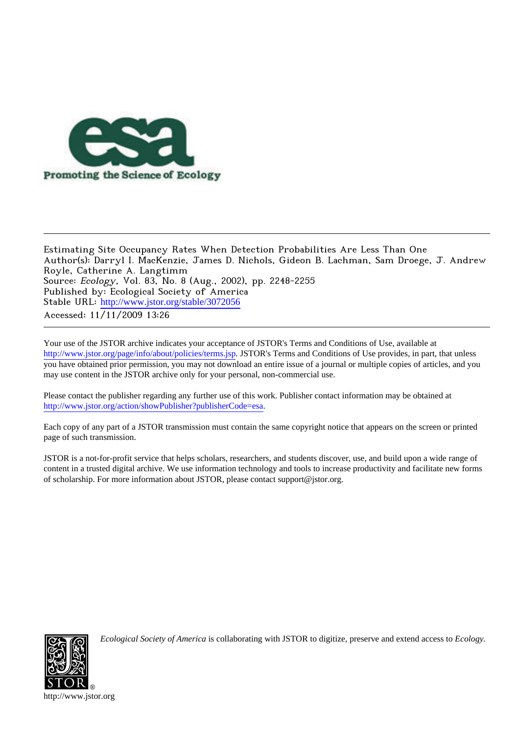Promoting the Science of Ecology

Estimating Site Occupancy Rates When Detection Probabilities Are Less Than One
Author(s): Darryl I. MacKenzie, James D. Nichols, Gideon B. Lachman, Sam Droege, J. Andrew Royle, Catherine A. Langtimm
Source: *Ecology*, Vol. 83, No. 8 (Aug., 2002), pp. 2248-2255
Published by: Ecological Society of America
Stable URL: http://www.jstor.org/stable/3072056
Accessed: 11/11/2009 13:26

Your use of the JSTOR archive indicates your acceptance of JSTOR's Terms and Conditions of Use, available at http://www.jstor.org/page/info/about/policies/terms.jsp. JSTOR's Terms and Conditions of Use provides, in part, that unless you have obtained prior permission, you may not download an entire issue of a journal or multiple copies of articles, and you may use content in the JSTOR archive only for your personal, non-commercial use.

Please contact the publisher regarding any further use of this work. Publisher contact information may be obtained at http://www.jstor.org/action/showPublisher?publisherCode=esa.

Each copy of any part of a JSTOR transmission must contain the same copyright notice that appears on the screen or printed page of such transmission.

JSTOR is a not-for-profit service that helps scholars, researchers, and students discover, use, and build upon a wide range of content in a trusted digital archive. We use information technology and tools to increase productivity and facilitate new forms of scholarship. For more information about JSTOR, please contact support@jstor.org.

*Ecological Society of America* is collaborating with JSTOR to digitize, preserve and extend access to *Ecology*.

http://www.jstor.org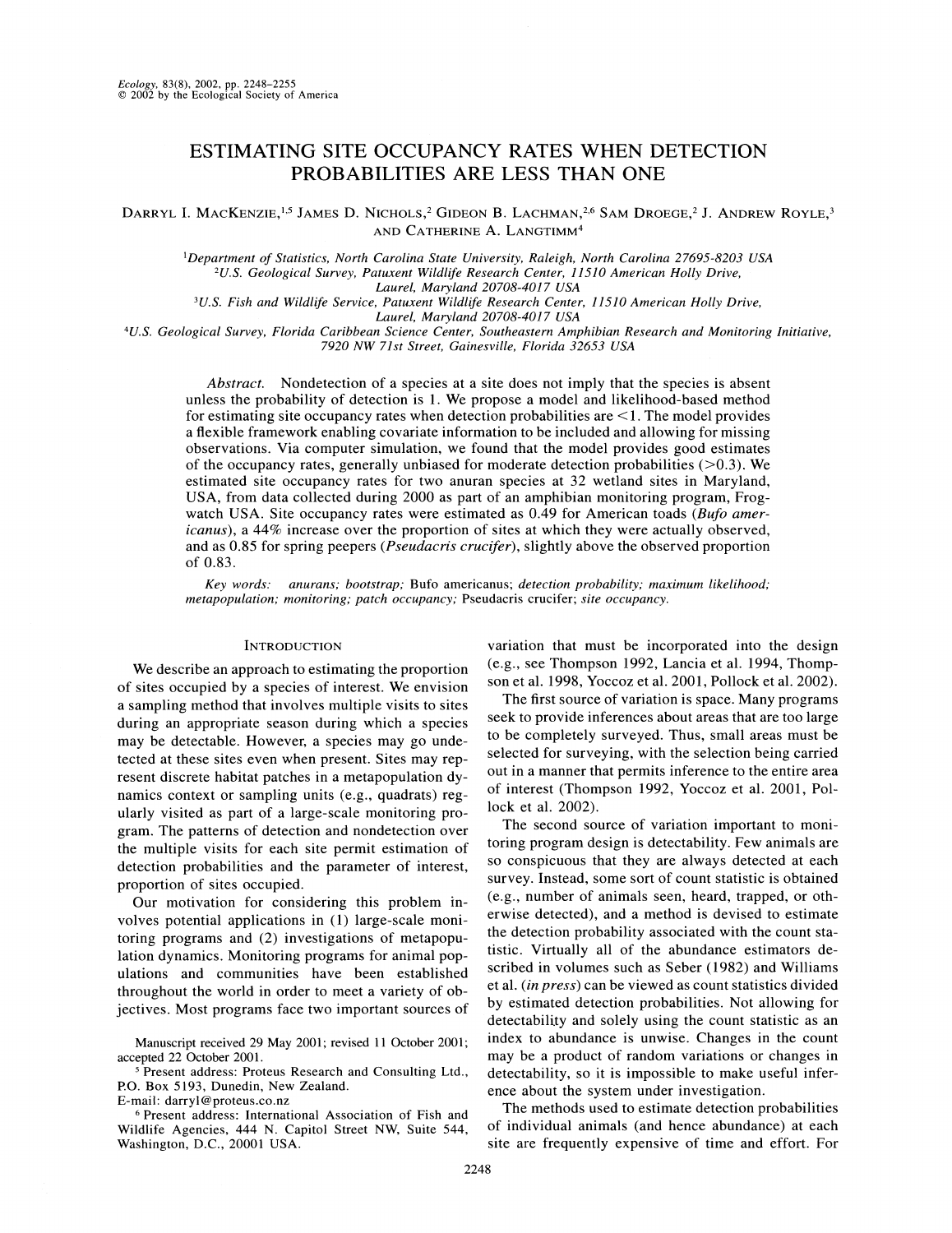# ESTIMATING SITE OCCUPANCY RATES WHEN DETECTION PROBABILITIES ARE LESS THAN ONE

Darryl I. MacKenzie,[1,5] James D. Nichols,[2] Gideon B. Lachman,[2,6] Sam Droege,[2] J. Andrew Royle,[3] and Catherine A. Langtimm[4]

[1]Department of Statistics, North Carolina State University, Raleigh, North Carolina 27695-8203 USA
[2]U.S. Geological Survey, Patuxent Wildlife Research Center, 11510 American Holly Drive, Laurel, Maryland 20708-4017 USA
[3]U.S. Fish and Wildlife Service, Patuxent Wildlife Research Center, 11510 American Holly Drive, Laurel, Maryland 20708-4017 USA
[4]U.S. Geological Survey, Florida Caribbean Science Center, Southeastern Amphibian Research and Monitoring Initiative, 7920 NW 71st Street, Gainesville, Florida 32653 USA

*Abstract.* Nondetection of a species at a site does not imply that the species is absent unless the probability of detection is 1. We propose a model and likelihood-based method for estimating site occupancy rates when detection probabilities are $<1$. The model provides a flexible framework enabling covariate information to be included and allowing for missing observations. Via computer simulation, we found that the model provides good estimates of the occupancy rates, generally unbiased for moderate detection probabilities ($>0.3$). We estimated site occupancy rates for two anuran species at 32 wetland sites in Maryland, USA, from data collected during 2000 as part of an amphibian monitoring program, Frogwatch USA. Site occupancy rates were estimated as 0.49 for American toads (*Bufo americanus*), a 44% increase over the proportion of sites at which they were actually observed, and as 0.85 for spring peepers (*Pseudacris crucifer*), slightly above the observed proportion of 0.83.

*Key words:* anurans; bootstrap; Bufo americanus; detection probability; maximum likelihood; metapopulation; monitoring; patch occupancy; Pseudacris crucifer; site occupancy.

## Introduction

We describe an approach to estimating the proportion of sites occupied by a species of interest. We envision a sampling method that involves multiple visits to sites during an appropriate season during which a species may be detectable. However, a species may go undetected at these sites even when present. Sites may represent discrete habitat patches in a metapopulation dynamics context or sampling units (e.g., quadrats) regularly visited as part of a large-scale monitoring program. The patterns of detection and nondetection over the multiple visits for each site permit estimation of detection probabilities and the parameter of interest, proportion of sites occupied.

Our motivation for considering this problem involves potential applications in (1) large-scale monitoring programs and (2) investigations of metapopulation dynamics. Monitoring programs for animal populations and communities have been established throughout the world in order to meet a variety of objectives. Most programs face two important sources of variation that must be incorporated into the design (e.g., see Thompson 1992, Lancia et al. 1994, Thompson et al. 1998, Yoccoz et al. 2001, Pollock et al. 2002).

The first source of variation is space. Many programs seek to provide inferences about areas that are too large to be completely surveyed. Thus, small areas must be selected for surveying, with the selection being carried out in a manner that permits inference to the entire area of interest (Thompson 1992, Yoccoz et al. 2001, Pollock et al. 2002).

The second source of variation important to monitoring program design is detectability. Few animals are so conspicuous that they are always detected at each survey. Instead, some sort of count statistic is obtained (e.g., number of animals seen, heard, trapped, or otherwise detected), and a method is devised to estimate the detection probability associated with the count statistic. Virtually all of the abundance estimators described in volumes such as Seber (1982) and Williams et al. (*in press*) can be viewed as count statistics divided by estimated detection probabilities. Not allowing for detectability and solely using the count statistic as an index to abundance is unwise. Changes in the count may be a product of random variations or changes in detectability, so it is impossible to make useful inference about the system under investigation.

The methods used to estimate detection probabilities of individual animals (and hence abundance) at each site are frequently expensive of time and effort. For

Manuscript received 29 May 2001; revised 11 October 2001; accepted 22 October 2001.

[5] Present address: Proteus Research and Consulting Ltd., P.O. Box 5193, Dunedin, New Zealand. E-mail: darryl@proteus.co.nz

[6] Present address: International Association of Fish and Wildlife Agencies, 444 N. Capitol Street NW, Suite 544, Washington, D.C., 20001 USA.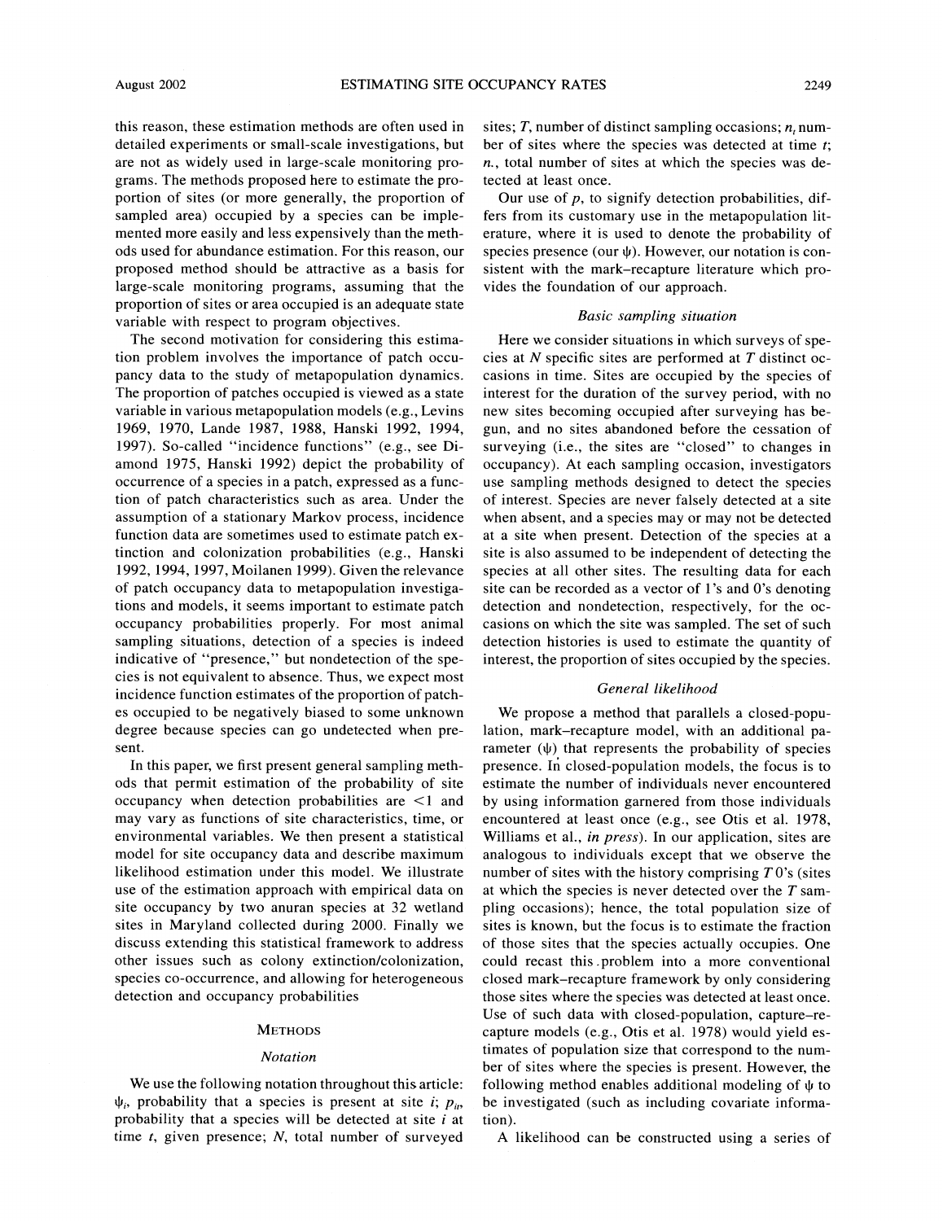this reason, these estimation methods are often used in detailed experiments or small-scale investigations, but are not as widely used in large-scale monitoring programs. The methods proposed here to estimate the proportion of sites (or more generally, the proportion of sampled area) occupied by a species can be implemented more easily and less expensively than the methods used for abundance estimation. For this reason, our proposed method should be attractive as a basis for large-scale monitoring programs, assuming that the proportion of sites or area occupied is an adequate state variable with respect to program objectives.

The second motivation for considering this estimation problem involves the importance of patch occupancy data to the study of metapopulation dynamics. The proportion of patches occupied is viewed as a state variable in various metapopulation models (e.g., Levins 1969, 1970, Lande 1987, 1988, Hanski 1992, 1994, 1997). So-called "incidence functions" (e.g., see Diamond 1975, Hanski 1992) depict the probability of occurrence of a species in a patch, expressed as a function of patch characteristics such as area. Under the assumption of a stationary Markov process, incidence function data are sometimes used to estimate patch extinction and colonization probabilities (e.g., Hanski 1992, 1994, 1997, Moilanen 1999). Given the relevance of patch occupancy data to metapopulation investigations and models, it seems important to estimate patch occupancy probabilities properly. For most animal sampling situations, detection of a species is indeed indicative of "presence," but nondetection of the species is not equivalent to absence. Thus, we expect most incidence function estimates of the proportion of patches occupied to be negatively biased to some unknown degree because species can go undetected when present.

In this paper, we first present general sampling methods that permit estimation of the probability of site occupancy when detection probabilities are $<1$ and may vary as functions of site characteristics, time, or environmental variables. We then present a statistical model for site occupancy data and describe maximum likelihood estimation under this model. We illustrate use of the estimation approach with empirical data on site occupancy by two anuran species at 32 wetland sites in Maryland collected during 2000. Finally we discuss extending this statistical framework to address other issues such as colony extinction/colonization, species co-occurrence, and allowing for heterogeneous detection and occupancy probabilities

## Methods

### *Notation*

We use the following notation throughout this article: $\psi_i$, probability that a species is present at site $i$; $p_{it}$, probability that a species will be detected at site $i$ at time $t$, given presence; $N$, total number of surveyed sites; $T$, number of distinct sampling occasions; $n_t$ number of sites where the species was detected at time $t$; $n.$, total number of sites at which the species was detected at least once.

Our use of $p$, to signify detection probabilities, differs from its customary use in the metapopulation literature, where it is used to denote the probability of species presence (our $\psi$). However, our notation is consistent with the mark–recapture literature which provides the foundation of our approach.

### *Basic sampling situation*

Here we consider situations in which surveys of species at $N$ specific sites are performed at $T$ distinct occasions in time. Sites are occupied by the species of interest for the duration of the survey period, with no new sites becoming occupied after surveying has begun, and no sites abandoned before the cessation of surveying (i.e., the sites are "closed" to changes in occupancy). At each sampling occasion, investigators use sampling methods designed to detect the species of interest. Species are never falsely detected at a site when absent, and a species may or may not be detected at a site when present. Detection of the species at a site is also assumed to be independent of detecting the species at all other sites. The resulting data for each site can be recorded as a vector of 1's and 0's denoting detection and nondetection, respectively, for the occasions on which the site was sampled. The set of such detection histories is used to estimate the quantity of interest, the proportion of sites occupied by the species.

### *General likelihood*

We propose a method that parallels a closed-population, mark–recapture model, with an additional parameter ($\psi$) that represents the probability of species presence. In closed-population models, the focus is to estimate the number of individuals never encountered by using information garnered from those individuals encountered at least once (e.g., see Otis et al. 1978, Williams et al., *in press*). In our application, sites are analogous to individuals except that we observe the number of sites with the history comprising $T$ 0's (sites at which the species is never detected over the $T$ sampling occasions); hence, the total population size of sites is known, but the focus is to estimate the fraction of those sites that the species actually occupies. One could recast this problem into a more conventional closed mark–recapture framework by only considering those sites where the species was detected at least once. Use of such data with closed-population, capture–recapture models (e.g., Otis et al. 1978) would yield estimates of population size that correspond to the number of sites where the species is present. However, the following method enables additional modeling of $\psi$ to be investigated (such as including covariate information).

A likelihood can be constructed using a series of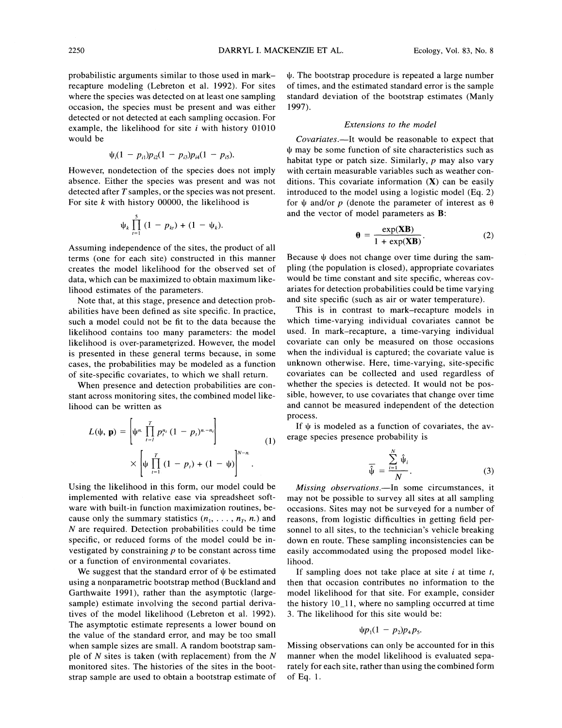probabilistic arguments similar to those used in mark–recapture modeling (Lebreton et al. 1992). For sites where the species was detected on at least one sampling occasion, the species must be present and was either detected or not detected at each sampling occasion. For example, the likelihood for site $i$ with history 01010 would be

$$\psi_i(1 - p_{i1})p_{i2}(1 - p_{i3})p_{i4}(1 - p_{i5}).$$

However, nondetection of the species does not imply absence. Either the species was present and was not detected after $T$ samples, or the species was not present. For site $k$ with history 00000, the likelihood is

$$\psi_k \prod_{t=1}^{5} (1 - p_{kt}) + (1 - \psi_k).$$

Assuming independence of the sites, the product of all terms (one for each site) constructed in this manner creates the model likelihood for the observed set of data, which can be maximized to obtain maximum likelihood estimates of the parameters.

Note that, at this stage, presence and detection probabilities have been defined as site specific. In practice, such a model could not be fit to the data because the likelihood contains too many parameters: the model likelihood is over-parameterized. However, the model is presented in these general terms because, in some cases, the probabilities may be modeled as a function of site-specific covariates, to which we shall return.

When presence and detection probabilities are constant across monitoring sites, the combined model likelihood can be written as

$$L(\psi, \mathbf{p}) = \left[\psi^{n.} \prod_{t=1}^{T} p_t^{n_t} (1 - p_t)^{n.-n_t}\right] \times \left[\psi \prod_{t=1}^{T} (1 - p_t) + (1 - \psi)\right]^{N-n.}. \tag{1}$$

Using the likelihood in this form, our model could be implemented with relative ease via spreadsheet software with built-in function maximization routines, because only the summary statistics ($n_1, \ldots, n_T, n.$) and $N$ are required. Detection probabilities could be time specific, or reduced forms of the model could be investigated by constraining $p$ to be constant across time or a function of environmental covariates.

We suggest that the standard error of $\psi$ be estimated using a nonparametric bootstrap method (Buckland and Garthwaite 1991), rather than the asymptotic (large-sample) estimate involving the second partial derivatives of the model likelihood (Lebreton et al. 1992). The asymptotic estimate represents a lower bound on the value of the standard error, and may be too small when sample sizes are small. A random bootstrap sample of $N$ sites is taken (with replacement) from the $N$ monitored sites. The histories of the sites in the bootstrap sample are used to obtain a bootstrap estimate of $\psi$. The bootstrap procedure is repeated a large number of times, and the estimated standard error is the sample standard deviation of the bootstrap estimates (Manly 1997).

### *Extensions to the model*

*Covariates.*—It would be reasonable to expect that $\psi$ may be some function of site characteristics such as habitat type or patch size. Similarly, $p$ may also vary with certain measurable variables such as weather conditions. This covariate information ($\mathbf{X}$) can be easily introduced to the model using a logistic model (Eq. 2) for $\psi$ and/or $p$ (denote the parameter of interest as $\theta$ and the vector of model parameters as $\mathbf{B}$:

$$\theta = \frac{\exp(\mathbf{XB})}{1 + \exp(\mathbf{XB})}. \tag{2}$$

Because $\psi$ does not change over time during the sampling (the population is closed), appropriate covariates would be time constant and site specific, whereas covariates for detection probabilities could be time varying and site specific (such as air or water temperature).

This is in contrast to mark–recapture models in which time-varying individual covariates cannot be used. In mark–recapture, a time-varying individual covariate can only be measured on those occasions when the individual is captured; the covariate value is unknown otherwise. Here, time-varying, site-specific covariates can be collected and used regardless of whether the species is detected. It would not be possible, however, to use covariates that change over time and cannot be measured independent of the detection process.

If $\psi$ is modeled as a function of covariates, the average species presence probability is

$$\bar{\hat{\psi}} = \frac{\sum_{i=1}^{N} \hat{\psi}_i}{N}. \tag{3}$$

*Missing observations.*—In some circumstances, it may not be possible to survey all sites at all sampling occasions. Sites may not be surveyed for a number of reasons, from logistic difficulties in getting field personnel to all sites, to the technician's vehicle breaking down en route. These sampling inconsistencies can be easily accommodated using the proposed model likelihood.

If sampling does not take place at site $i$ at time $t$, then that occasion contributes no information to the model likelihood for that site. For example, consider the history 10_11, where no sampling occurred at time 3. The likelihood for this site would be:

$$\psi p_1(1 - p_2)p_4 p_5.$$

Missing observations can only be accounted for in this manner when the model likelihood is evaluated separately for each site, rather than using the combined form of Eq. 1.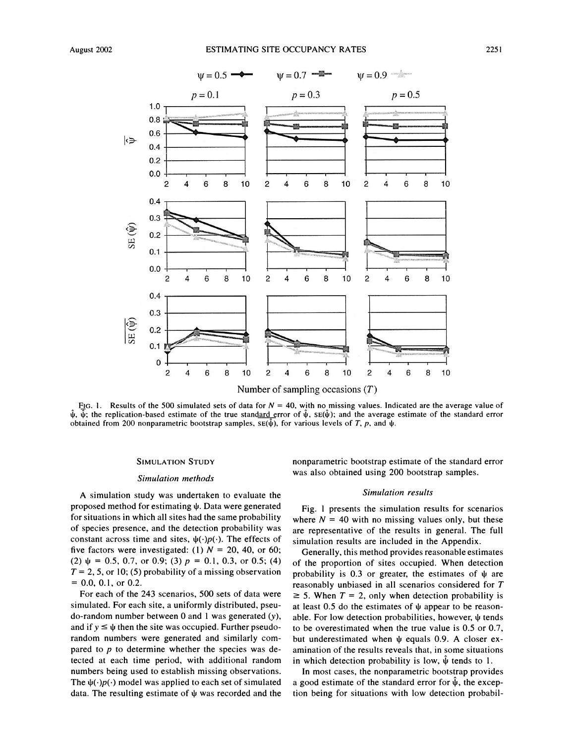Fig. 1. Results of the 500 simulated sets of data for $N = 40$, with no missing values. Indicated are the average value of $\hat{\psi}$, $\bar{\hat{\psi}}$; the replication-based estimate of the true standard error of $\hat{\psi}$, $\mathrm{SE}(\hat{\psi})$; and the average estimate of the standard error obtained from 200 nonparametric bootstrap samples, $\overline{\mathrm{SE}(\hat{\psi})}$, for various levels of $T$, $p$, and $\psi$.

## Simulation Study

### *Simulation methods*

A simulation study was undertaken to evaluate the proposed method for estimating $\psi$. Data were generated for situations in which all sites had the same probability of species presence, and the detection probability was constant across time and sites, $\psi(\cdot)p(\cdot)$. The effects of five factors were investigated: (1) $N = 20$, 40, or 60; (2) $\psi = 0.5$, 0.7, or 0.9; (3) $p = 0.1$, 0.3, or 0.5; (4) $T = 2$, 5, or 10; (5) probability of a missing observation $= 0.0$, 0.1, or 0.2.

For each of the 243 scenarios, 500 sets of data were simulated. For each site, a uniformly distributed, pseudo-random number between 0 and 1 was generated ($y$), and if $y \leq \psi$ then the site was occupied. Further pseudo-random numbers were generated and similarly compared to $p$ to determine whether the species was detected at each time period, with additional random numbers being used to establish missing observations. The $\psi(\cdot)p(\cdot)$ model was applied to each set of simulated data. The resulting estimate of $\psi$ was recorded and the nonparametric bootstrap estimate of the standard error was also obtained using 200 bootstrap samples.

### *Simulation results*

Fig. 1 presents the simulation results for scenarios where $N = 40$ with no missing values only, but these are representative of the results in general. The full simulation results are included in the Appendix.

Generally, this method provides reasonable estimates of the proportion of sites occupied. When detection probability is 0.3 or greater, the estimates of $\psi$ are reasonably unbiased in all scenarios considered for $T \geq 5$. When $T = 2$, only when detection probability is at least 0.5 do the estimates of $\psi$ appear to be reasonable. For low detection probabilities, however, $\psi$ tends to be overestimated when the true value is 0.5 or 0.7, but underestimated when $\psi$ equals 0.9. A closer examination of the results reveals that, in some situations in which detection probability is low, $\hat{\psi}$ tends to 1.

In most cases, the nonparametric bootstrap provides a good estimate of the standard error for $\hat{\psi}$, the exception being for situations with low detection probabil-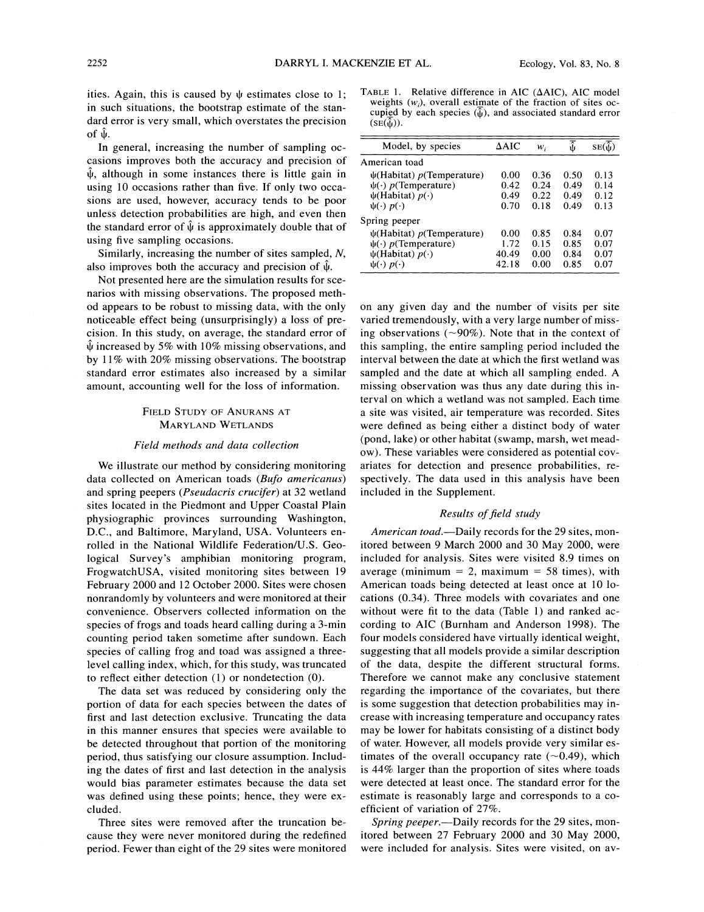ities. Again, this is caused by $\psi$ estimates close to 1; in such situations, the bootstrap estimate of the standard error is very small, which overstates the precision of $\hat{\psi}$.

In general, increasing the number of sampling occasions improves both the accuracy and precision of $\hat{\psi}$, although in some instances there is little gain in using 10 occasions rather than five. If only two occasions are used, however, accuracy tends to be poor unless detection probabilities are high, and even then the standard error of $\hat{\psi}$ is approximately double that of using five sampling occasions.

Similarly, increasing the number of sites sampled, $N$, also improves both the accuracy and precision of $\hat{\psi}$.

Not presented here are the simulation results for scenarios with missing observations. The proposed method appears to be robust to missing data, with the only noticeable effect being (unsurprisingly) a loss of precision. In this study, on average, the standard error of $\hat{\psi}$ increased by 5% with 10% missing observations, and by 11% with 20% missing observations. The bootstrap standard error estimates also increased by a similar amount, accounting well for the loss of information.

## Field Study of Anurans at Maryland Wetlands

### Field methods and data collection

We illustrate our method by considering monitoring data collected on American toads (*Bufo americanus*) and spring peepers (*Pseudacris crucifer*) at 32 wetland sites located in the Piedmont and Upper Coastal Plain physiographic provinces surrounding Washington, D.C., and Baltimore, Maryland, USA. Volunteers enrolled in the National Wildlife Federation/U.S. Geological Survey's amphibian monitoring program, FrogwatchUSA, visited monitoring sites between 19 February 2000 and 12 October 2000. Sites were chosen nonrandomly by volunteers and were monitored at their convenience. Observers collected information on the species of frogs and toads heard calling during a 3-min counting period taken sometime after sundown. Each species of calling frog and toad was assigned a three-level calling index, which, for this study, was truncated to reflect either detection (1) or nondetection (0).

The data set was reduced by considering only the portion of data for each species between the dates of first and last detection exclusive. Truncating the data in this manner ensures that species were available to be detected throughout that portion of the monitoring period, thus satisfying our closure assumption. Including the dates of first and last detection in the analysis would bias parameter estimates because the data set was defined using these points; hence, they were excluded.

Three sites were removed after the truncation because they were never monitored during the redefined period. Fewer than eight of the 29 sites were monitored on any given day and the number of visits per site varied tremendously, with a very large number of missing observations (~90%). Note that in the context of this sampling, the entire sampling period included the interval between the date at which the first wetland was sampled and the date at which all sampling ended. A missing observation was thus any date during this interval on which a wetland was not sampled. Each time a site was visited, air temperature was recorded. Sites were defined as being either a distinct body of water (pond, lake) or other habitat (swamp, marsh, wet meadow). These variables were considered as potential covariates for detection and presence probabilities, respectively. The data used in this analysis have been included in the Supplement.

Table 1. Relative difference in AIC (ΔAIC), AIC model weights ($w_i$), overall estimate of the fraction of sites occupied by each species ($\bar{\hat{\psi}}$), and associated standard error ($\text{SE}(\bar{\hat{\psi}})$).

| Model, by species | ΔAIC | $w_i$ | $\bar{\hat{\psi}}$ | $\text{SE}(\bar{\hat{\psi}})$ |
|---|---|---|---|---|
| American toad | | | | |
| $\psi$(Habitat) $p$(Temperature) | 0.00 | 0.36 | 0.50 | 0.13 |
| $\psi(\cdot)$ $p$(Temperature) | 0.42 | 0.24 | 0.49 | 0.14 |
| $\psi$(Habitat) $p(\cdot)$ | 0.49 | 0.22 | 0.49 | 0.12 |
| $\psi(\cdot)$ $p(\cdot)$ | 0.70 | 0.18 | 0.49 | 0.13 |
| Spring peeper | | | | |
| $\psi$(Habitat) $p$(Temperature) | 0.00 | 0.85 | 0.84 | 0.07 |
| $\psi(\cdot)$ $p$(Temperature) | 1.72 | 0.15 | 0.85 | 0.07 |
| $\psi$(Habitat) $p(\cdot)$ | 40.49 | 0.00 | 0.84 | 0.07 |
| $\psi(\cdot)$ $p(\cdot)$ | 42.18 | 0.00 | 0.85 | 0.07 |

### Results of field study

*American toad.*—Daily records for the 29 sites, monitored between 9 March 2000 and 30 May 2000, were included for analysis. Sites were visited 8.9 times on average (minimum = 2, maximum = 58 times), with American toads being detected at least once at 10 locations (0.34). Three models with covariates and one without were fit to the data (Table 1) and ranked according to AIC (Burnham and Anderson 1998). The four models considered have virtually identical weight, suggesting that all models provide a similar description of the data, despite the different structural forms. Therefore we cannot make any conclusive statement regarding the importance of the covariates, but there is some suggestion that detection probabilities may increase with increasing temperature and occupancy rates may be lower for habitats consisting of a distinct body of water. However, all models provide very similar estimates of the overall occupancy rate (~0.49), which is 44% larger than the proportion of sites where toads were detected at least once. The standard error for the estimate is reasonably large and corresponds to a coefficient of variation of 27%.

*Spring peeper.*—Daily records for the 29 sites, monitored between 27 February 2000 and 30 May 2000, were included for analysis. Sites were visited, on av-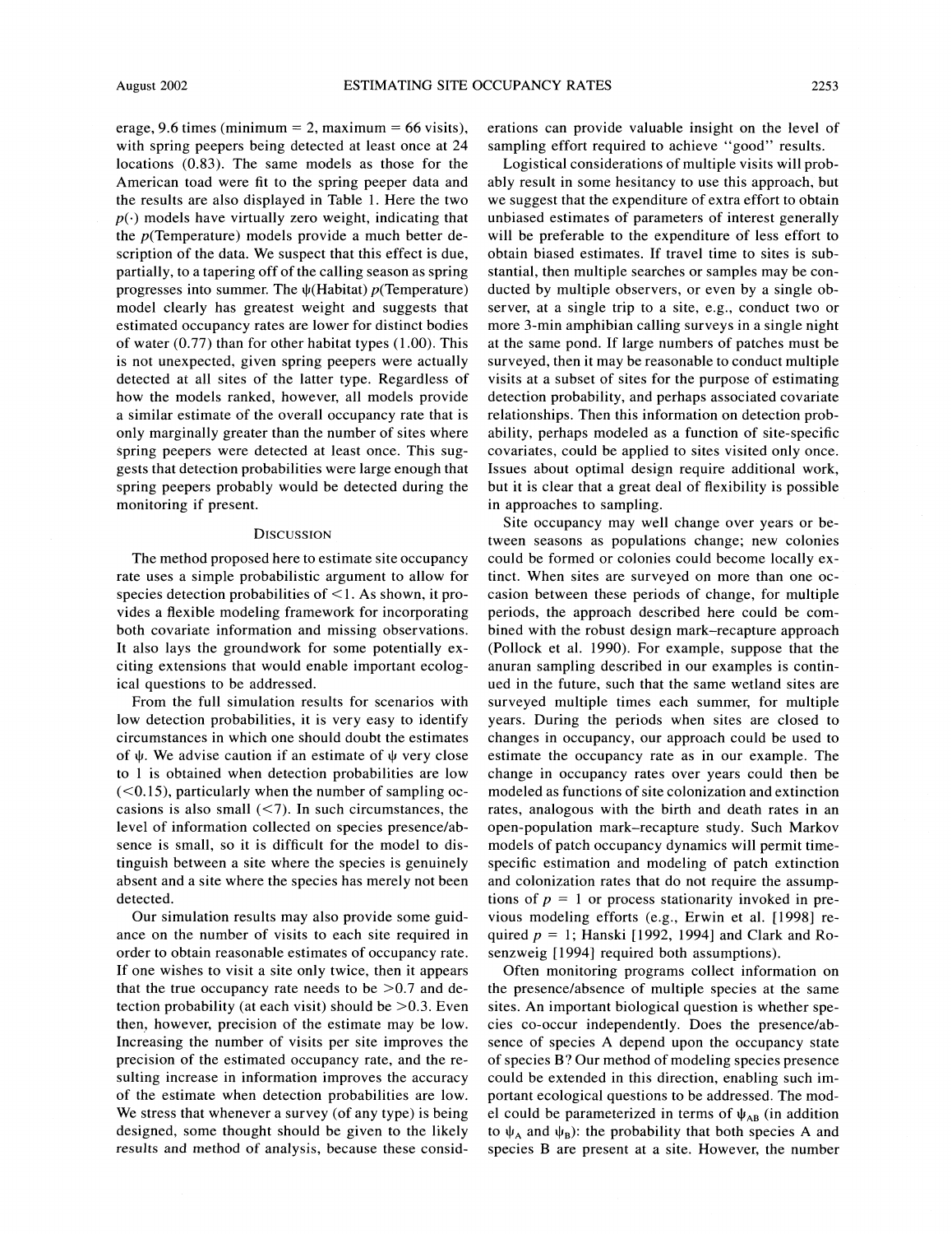erage, 9.6 times (minimum = 2, maximum = 66 visits), with spring peepers being detected at least once at 24 locations (0.83). The same models as those for the American toad were fit to the spring peeper data and the results are also displayed in Table 1. Here the two $p(\cdot)$ models have virtually zero weight, indicating that the $p$(Temperature) models provide a much better description of the data. We suspect that this effect is due, partially, to a tapering off of the calling season as spring progresses into summer. The $\psi$(Habitat) $p$(Temperature) model clearly has greatest weight and suggests that estimated occupancy rates are lower for distinct bodies of water (0.77) than for other habitat types (1.00). This is not unexpected, given spring peepers were actually detected at all sites of the latter type. Regardless of how the models ranked, however, all models provide a similar estimate of the overall occupancy rate that is only marginally greater than the number of sites where spring peepers were detected at least once. This suggests that detection probabilities were large enough that spring peepers probably would be detected during the monitoring if present.

## Discussion

The method proposed here to estimate site occupancy rate uses a simple probabilistic argument to allow for species detection probabilities of $<1$. As shown, it provides a flexible modeling framework for incorporating both covariate information and missing observations. It also lays the groundwork for some potentially exciting extensions that would enable important ecological questions to be addressed.

From the full simulation results for scenarios with low detection probabilities, it is very easy to identify circumstances in which one should doubt the estimates of $\psi$. We advise caution if an estimate of $\psi$ very close to 1 is obtained when detection probabilities are low ($<0.15$), particularly when the number of sampling occasions is also small ($<7$). In such circumstances, the level of information collected on species presence/absence is small, so it is difficult for the model to distinguish between a site where the species is genuinely absent and a site where the species has merely not been detected.

Our simulation results may also provide some guidance on the number of visits to each site required in order to obtain reasonable estimates of occupancy rate. If one wishes to visit a site only twice, then it appears that the true occupancy rate needs to be $>0.7$ and detection probability (at each visit) should be $>0.3$. Even then, however, precision of the estimate may be low. Increasing the number of visits per site improves the precision of the estimated occupancy rate, and the resulting increase in information improves the accuracy of the estimate when detection probabilities are low. We stress that whenever a survey (of any type) is being designed, some thought should be given to the likely results and method of analysis, because these considerations can provide valuable insight on the level of sampling effort required to achieve "good" results.

Logistical considerations of multiple visits will probably result in some hesitancy to use this approach, but we suggest that the expenditure of extra effort to obtain unbiased estimates of parameters of interest generally will be preferable to the expenditure of less effort to obtain biased estimates. If travel time to sites is substantial, then multiple searches or samples may be conducted by multiple observers, or even by a single observer, at a single trip to a site, e.g., conduct two or more 3-min amphibian calling surveys in a single night at the same pond. If large numbers of patches must be surveyed, then it may be reasonable to conduct multiple visits at a subset of sites for the purpose of estimating detection probability, and perhaps associated covariate relationships. Then this information on detection probability, perhaps modeled as a function of site-specific covariates, could be applied to sites visited only once. Issues about optimal design require additional work, but it is clear that a great deal of flexibility is possible in approaches to sampling.

Site occupancy may well change over years or between seasons as populations change; new colonies could be formed or colonies could become locally extinct. When sites are surveyed on more than one occasion between these periods of change, for multiple periods, the approach described here could be combined with the robust design mark–recapture approach (Pollock et al. 1990). For example, suppose that the anuran sampling described in our examples is continued in the future, such that the same wetland sites are surveyed multiple times each summer, for multiple years. During the periods when sites are closed to changes in occupancy, our approach could be used to estimate the occupancy rate as in our example. The change in occupancy rates over years could then be modeled as functions of site colonization and extinction rates, analogous with the birth and death rates in an open-population mark–recapture study. Such Markov models of patch occupancy dynamics will permit time-specific estimation and modeling of patch extinction and colonization rates that do not require the assumptions of $p = 1$ or process stationarity invoked in previous modeling efforts (e.g., Erwin et al. [1998] required $p = 1$; Hanski [1992, 1994] and Clark and Rosenzweig [1994] required both assumptions).

Often monitoring programs collect information on the presence/absence of multiple species at the same sites. An important biological question is whether species co-occur independently. Does the presence/absence of species A depend upon the occupancy state of species B? Our method of modeling species presence could be extended in this direction, enabling such important ecological questions to be addressed. The model could be parameterized in terms of $\psi_{AB}$ (in addition to $\psi_A$ and $\psi_B$): the probability that both species A and species B are present at a site. However, the number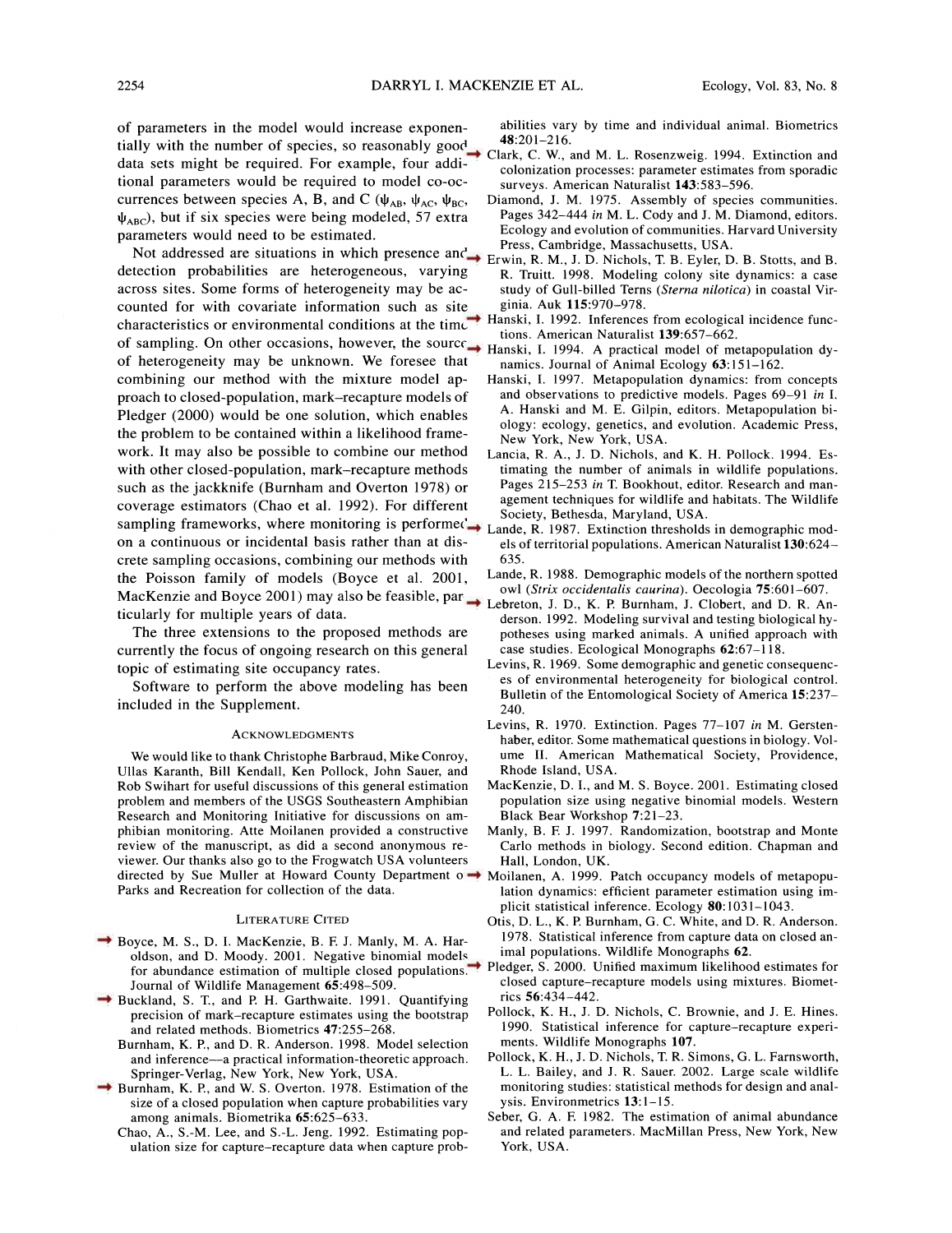of parameters in the model would increase exponentially with the number of species, so reasonably good data sets might be required. For example, four additional parameters would be required to model co-occurrences between species A, B, and C ($\psi_{AB}$, $\psi_{AC}$, $\psi_{BC}$, $\psi_{ABC}$), but if six species were being modeled, 57 extra parameters would need to be estimated.

Not addressed are situations in which presence and detection probabilities are heterogeneous, varying across sites. Some forms of heterogeneity may be accounted for with covariate information such as site characteristics or environmental conditions at the time of sampling. On other occasions, however, the source of heterogeneity may be unknown. We foresee that combining our method with the mixture model approach to closed-population, mark–recapture models of Pledger (2000) would be one solution, which enables the problem to be contained within a likelihood framework. It may also be possible to combine our method with other closed-population, mark–recapture methods such as the jackknife (Burnham and Overton 1978) or coverage estimators (Chao et al. 1992). For different sampling frameworks, where monitoring is performed on a continuous or incidental basis rather than at discrete sampling occasions, combining our methods with the Poisson family of models (Boyce et al. 2001, MacKenzie and Boyce 2001) may also be feasible, particularly for multiple years of data.

The three extensions to the proposed methods are currently the focus of ongoing research on this general topic of estimating site occupancy rates.

Software to perform the above modeling has been included in the Supplement.

## Acknowledgments

We would like to thank Christophe Barbraud, Mike Conroy, Ullas Karanth, Bill Kendall, Ken Pollock, John Sauer, and Rob Swihart for useful discussions of this general estimation problem and members of the USGS Southeastern Amphibian Research and Monitoring Initiative for discussions on amphibian monitoring. Atte Moilanen provided a constructive review of the manuscript, as did a second anonymous reviewer. Our thanks also go to the Frogwatch USA volunteers directed by Sue Muller at Howard County Department of Parks and Recreation for collection of the data.

## Literature Cited

Boyce, M. S., D. I. MacKenzie, B. F. J. Manly, M. A. Haroldson, and D. Moody. 2001. Negative binomial models for abundance estimation of multiple closed populations. Journal of Wildlife Management **65**:498–509.

Buckland, S. T., and P. H. Garthwaite. 1991. Quantifying precision of mark–recapture estimates using the bootstrap and related methods. Biometrics **47**:255–268.

Burnham, K. P., and D. R. Anderson. 1998. Model selection and inference—a practical information-theoretic approach. Springer-Verlag, New York, New York, USA.

Burnham, K. P., and W. S. Overton. 1978. Estimation of the size of a closed population when capture probabilities vary among animals. Biometrika **65**:625–633.

Chao, A., S.-M. Lee, and S.-L. Jeng. 1992. Estimating population size for capture–recapture data when capture probabilities vary by time and individual animal. Biometrics **48**:201–216.

Clark, C. W., and M. L. Rosenzweig. 1994. Extinction and colonization processes: parameter estimates from sporadic surveys. American Naturalist **143**:583–596.

Diamond, J. M. 1975. Assembly of species communities. Pages 342–444 *in* M. L. Cody and J. M. Diamond, editors. Ecology and evolution of communities. Harvard University Press, Cambridge, Massachusetts, USA.

Erwin, R. M., J. D. Nichols, T. B. Eyler, D. B. Stotts, and B. R. Truitt. 1998. Modeling colony site dynamics: a case study of Gull-billed Terns (*Sterna nilotica*) in coastal Virginia. Auk **115**:970–978.

Hanski, I. 1992. Inferences from ecological incidence functions. American Naturalist **139**:657–662.

Hanski, I. 1994. A practical model of metapopulation dynamics. Journal of Animal Ecology **63**:151–162.

Hanski, I. 1997. Metapopulation dynamics: from concepts and observations to predictive models. Pages 69–91 *in* I. A. Hanski and M. E. Gilpin, editors. Metapopulation biology: ecology, genetics, and evolution. Academic Press, New York, New York, USA.

Lancia, R. A., J. D. Nichols, and K. H. Pollock. 1994. Estimating the number of animals in wildlife populations. Pages 215–253 *in* T. Bookhout, editor. Research and management techniques for wildlife and habitats. The Wildlife Society, Bethesda, Maryland, USA.

Lande, R. 1987. Extinction thresholds in demographic models of territorial populations. American Naturalist **130**:624–635.

Lande, R. 1988. Demographic models of the northern spotted owl (*Strix occidentalis caurina*). Oecologia **75**:601–607.

Lebreton, J. D., K. P. Burnham, J. Clobert, and D. R. Anderson. 1992. Modeling survival and testing biological hypotheses using marked animals. A unified approach with case studies. Ecological Monographs **62**:67–118.

Levins, R. 1969. Some demographic and genetic consequences of environmental heterogeneity for biological control. Bulletin of the Entomological Society of America **15**:237–240.

Levins, R. 1970. Extinction. Pages 77–107 *in* M. Gerstenhaber, editor. Some mathematical questions in biology. Volume II. American Mathematical Society, Providence, Rhode Island, USA.

MacKenzie, D. I., and M. S. Boyce. 2001. Estimating closed population size using negative binomial models. Western Black Bear Workshop **7**:21–23.

Manly, B. F. J. 1997. Randomization, bootstrap and Monte Carlo methods in biology. Second edition. Chapman and Hall, London, UK.

Moilanen, A. 1999. Patch occupancy models of metapopulation dynamics: efficient parameter estimation using implicit statistical inference. Ecology **80**:1031–1043.

Otis, D. L., K. P. Burnham, G. C. White, and D. R. Anderson. 1978. Statistical inference from capture data on closed animal populations. Wildlife Monographs **62**.

Pledger, S. 2000. Unified maximum likelihood estimates for closed capture–recapture models using mixtures. Biometrics **56**:434–442.

Pollock, K. H., J. D. Nichols, C. Brownie, and J. E. Hines. 1990. Statistical inference for capture–recapture experiments. Wildlife Monographs **107**.

Pollock, K. H., J. D. Nichols, T. R. Simons, G. L. Farnsworth, L. L. Bailey, and J. R. Sauer. 2002. Large scale wildlife monitoring studies: statistical methods for design and analysis. Environmetrics **13**:1–15.

Seber, G. A. F. 1982. The estimation of animal abundance and related parameters. MacMillan Press, New York, New York, USA.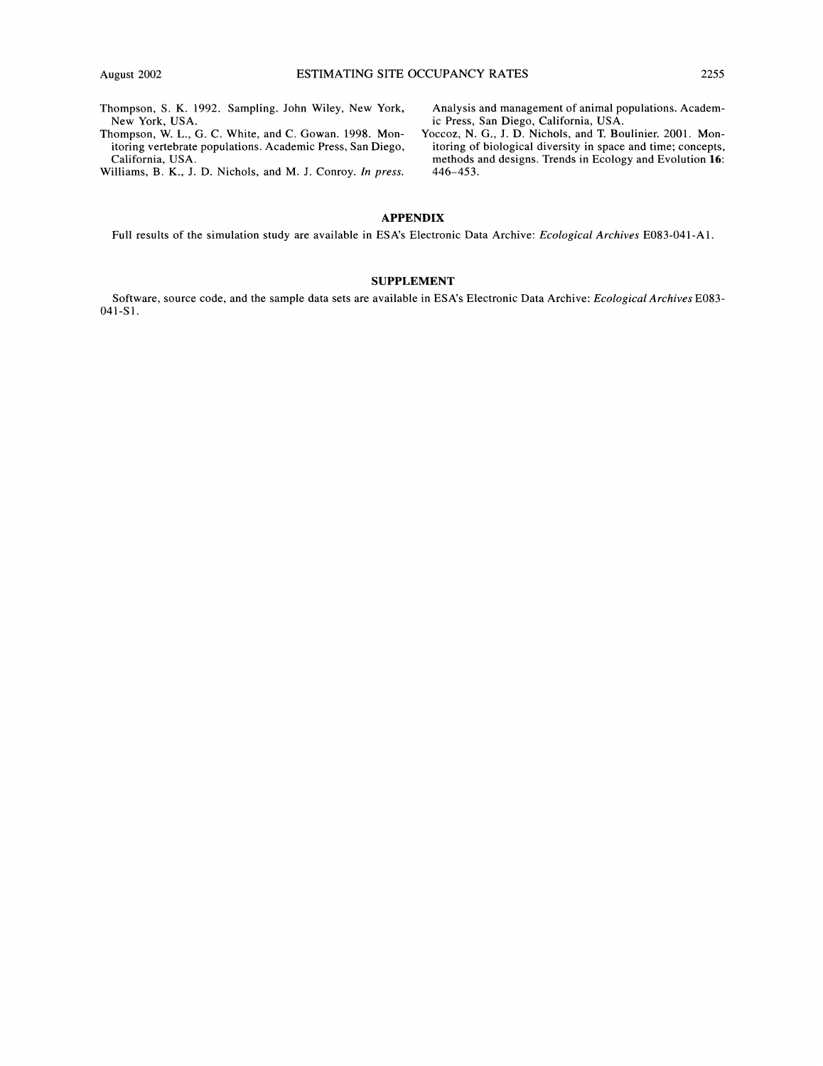Thompson, S. K. 1992. Sampling. John Wiley, New York, New York, USA.

Thompson, W. L., G. C. White, and C. Gowan. 1998. Monitoring vertebrate populations. Academic Press, San Diego, California, USA.

Williams, B. K., J. D. Nichols, and M. J. Conroy. *In press.* Analysis and management of animal populations. Academic Press, San Diego, California, USA.

Yoccoz, N. G., J. D. Nichols, and T. Boulinier. 2001. Monitoring of biological diversity in space and time; concepts, methods and designs. Trends in Ecology and Evolution **16**: 446–453.

## APPENDIX

Full results of the simulation study are available in ESA's Electronic Data Archive: *Ecological Archives* E083-041-A1.

## SUPPLEMENT

Software, source code, and the sample data sets are available in ESA's Electronic Data Archive: *Ecological Archives* E083-041-S1.